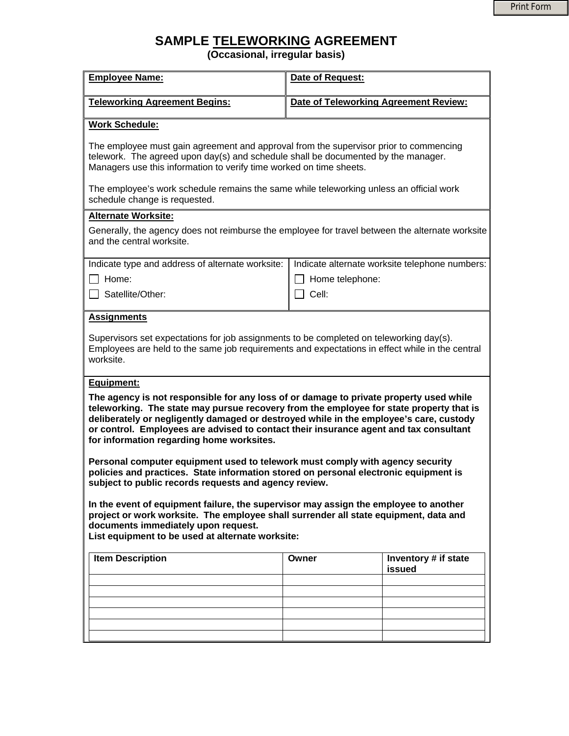# SAMPLE TELEWORKING AGREEMENT

**(Occasional, irregular basis)**

| **Employee Name:** | **Date of Request:** |
|---|---|
| **Teleworking Agreement Begins:** | **Date of Teleworking Agreement Review:** |

**Work Schedule:**

The employee must gain agreement and approval from the supervisor prior to commencing telework. The agreed upon day(s) and schedule shall be documented by the manager. Managers use this information to verify time worked on time sheets.

The employee's work schedule remains the same while teleworking unless an official work schedule change is requested.

**Alternate Worksite:**

Generally, the agency does not reimburse the employee for travel between the alternate worksite and the central worksite.

| Indicate type and address of alternate worksite: | Indicate alternate worksite telephone numbers: |
|---|---|
| ☐ Home: | ☐ Home telephone: |
| ☐ Satellite/Other: | ☐ Cell: |

**Assignments**

Supervisors set expectations for job assignments to be completed on teleworking day(s). Employees are held to the same job requirements and expectations in effect while in the central worksite.

**Equipment:**

**The agency is not responsible for any loss of or damage to private property used while teleworking. The state may pursue recovery from the employee for state property that is deliberately or negligently damaged or destroyed while in the employee's care, custody or control. Employees are advised to contact their insurance agent and tax consultant for information regarding home worksites.**

**Personal computer equipment used to telework must comply with agency security policies and practices. State information stored on personal electronic equipment is subject to public records requests and agency review.**

**In the event of equipment failure, the supervisor may assign the employee to another project or work worksite. The employee shall surrender all state equipment, data and documents immediately upon request.**

**List equipment to be used at alternate worksite:**

| **Item Description** | **Owner** | **Inventory # if state issued** |
|---|---|---|
| | | |
| | | |
| | | |
| | | |
| | | |
| | | |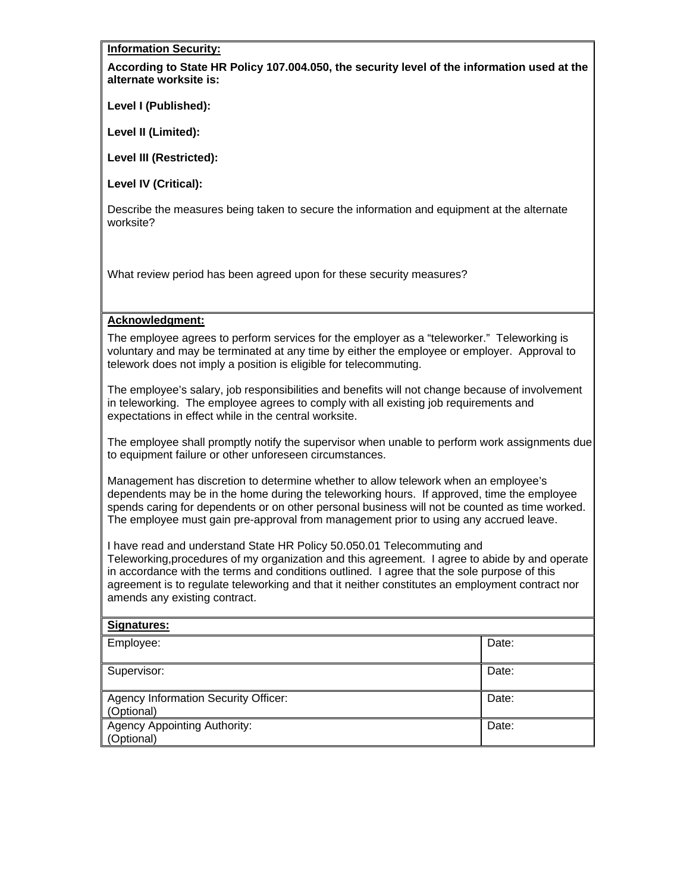**Information Security:**

**According to State HR Policy 107.004.050, the security level of the information used at the alternate worksite is:**

**Level I (Published):**

**Level II (Limited):**

**Level III (Restricted):**

**Level IV (Critical):**

Describe the measures being taken to secure the information and equipment at the alternate worksite?

What review period has been agreed upon for these security measures?

**Acknowledgment:**

The employee agrees to perform services for the employer as a "teleworker." Teleworking is voluntary and may be terminated at any time by either the employee or employer. Approval to telework does not imply a position is eligible for telecommuting.

The employee's salary, job responsibilities and benefits will not change because of involvement in teleworking. The employee agrees to comply with all existing job requirements and expectations in effect while in the central worksite.

The employee shall promptly notify the supervisor when unable to perform work assignments due to equipment failure or other unforeseen circumstances.

Management has discretion to determine whether to allow telework when an employee's dependents may be in the home during the teleworking hours. If approved, time the employee spends caring for dependents or on other personal business will not be counted as time worked. The employee must gain pre-approval from management prior to using any accrued leave.

I have read and understand State HR Policy 50.050.01 Telecommuting and Teleworking,procedures of my organization and this agreement. I agree to abide by and operate in accordance with the terms and conditions outlined. I agree that the sole purpose of this agreement is to regulate teleworking and that it neither constitutes an employment contract nor amends any existing contract.

**Signatures:**

| | |
|---|---|
| Employee: | Date: |
| Supervisor: | Date: |
| Agency Information Security Officer: (Optional) | Date: |
| Agency Appointing Authority: (Optional) | Date: |